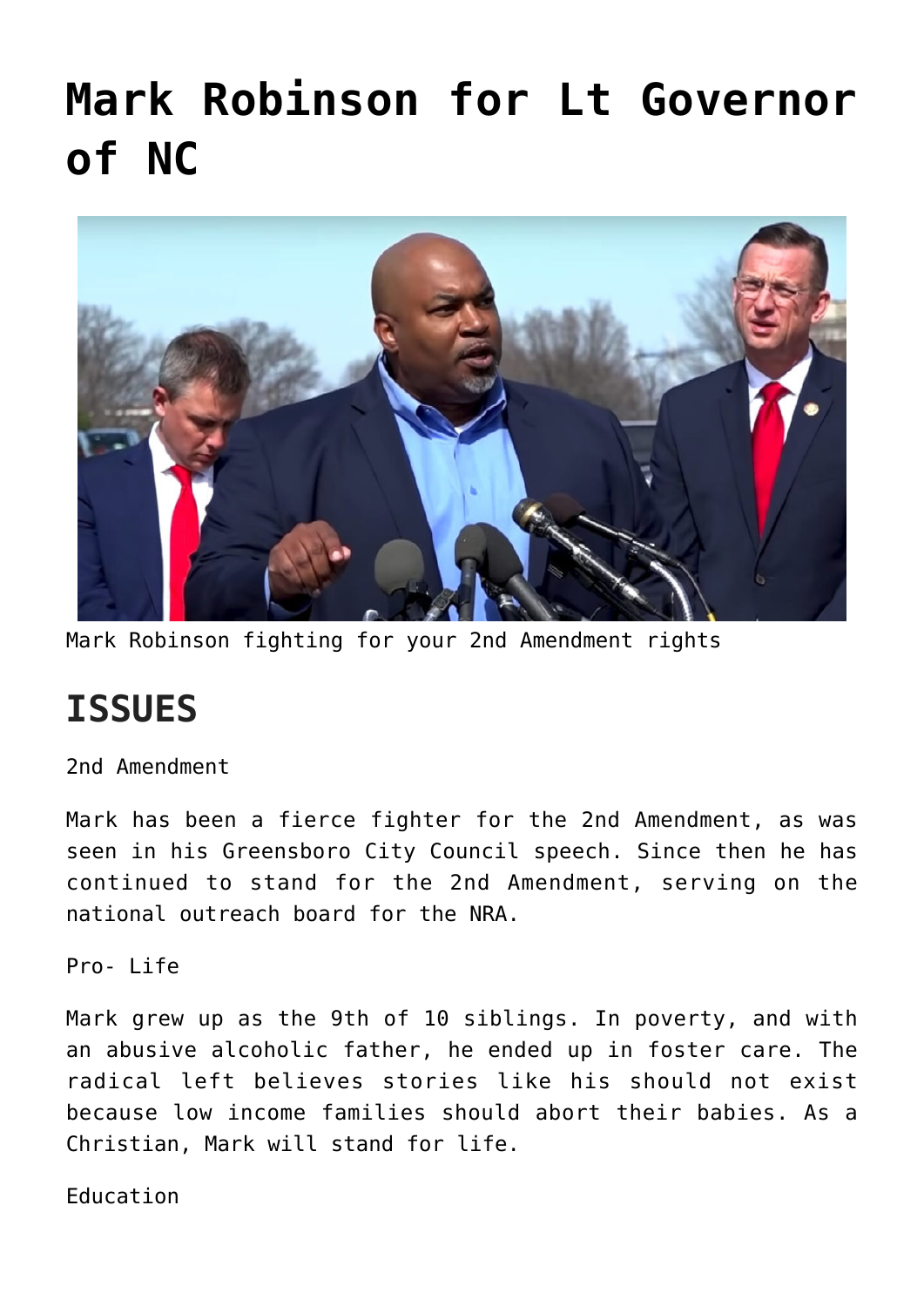# Mark Robinson for Lt Governor of NC

Mark Robinson fighting for your 2nd Amendment rights

## ISSUES

2nd Amendment

Mark has been a fierce fighter for the 2nd Amendment, as was seen in his Greensboro City Council speech. Since then he has continued to stand for the 2nd Amendment, serving on the national outreach board for the NRA.

Pro- Life

Mark grew up as the 9th of 10 siblings. In poverty, and with an abusive alcoholic father, he ended up in foster care. The radical left believes stories like his should not exist because low income families should abort their babies. As a Christian, Mark will stand for life.

Education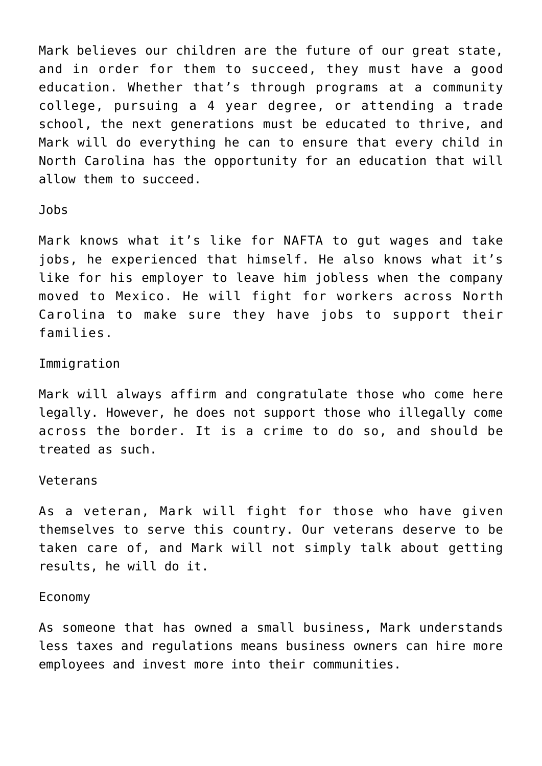Mark believes our children are the future of our great state, and in order for them to succeed, they must have a good education. Whether that's through programs at a community college, pursuing a 4 year degree, or attending a trade school, the next generations must be educated to thrive, and Mark will do everything he can to ensure that every child in North Carolina has the opportunity for an education that will allow them to succeed.

## Jobs

Mark knows what it's like for NAFTA to gut wages and take jobs, he experienced that himself. He also knows what it's like for his employer to leave him jobless when the company moved to Mexico. He will fight for workers across North Carolina to make sure they have jobs to support their families.

## Immigration

Mark will always affirm and congratulate those who come here legally. However, he does not support those who illegally come across the border. It is a crime to do so, and should be treated as such.

## Veterans

As a veteran, Mark will fight for those who have given themselves to serve this country. Our veterans deserve to be taken care of, and Mark will not simply talk about getting results, he will do it.

## Economy

As someone that has owned a small business, Mark understands less taxes and regulations means business owners can hire more employees and invest more into their communities.